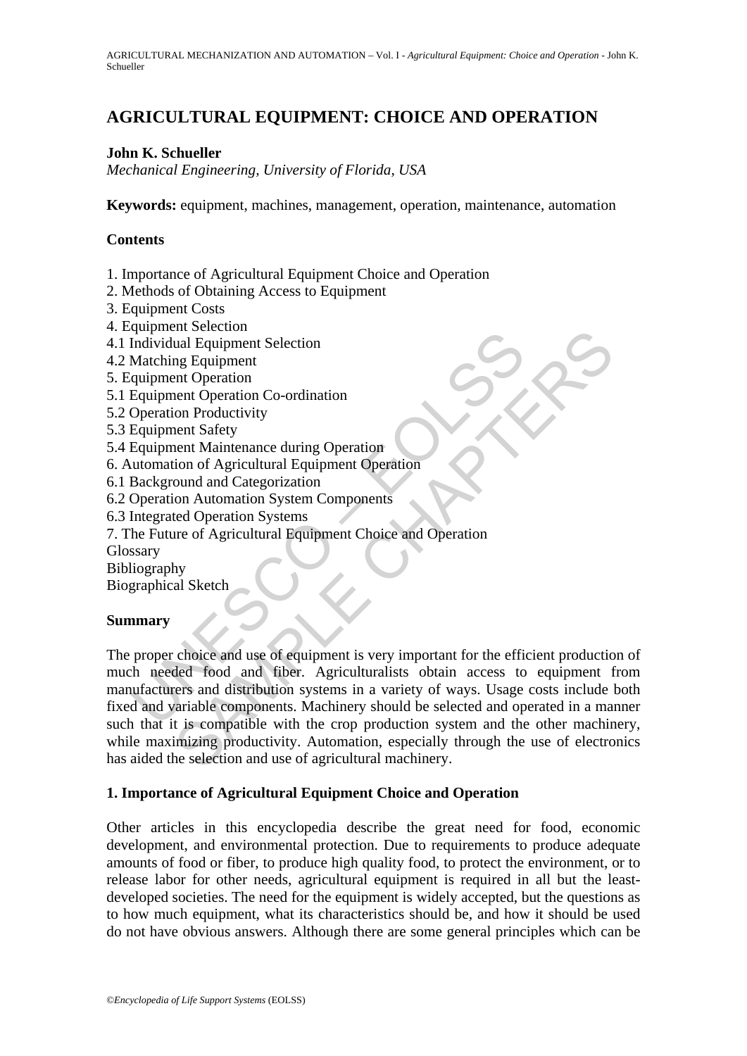# AGRICULTURAL EQUIPMENT: CHOICE AND OPERATION

**John K. Schueller**

*Mechanical Engineering, University of Florida, USA*

**Keywords:** equipment, machines, management, operation, maintenance, automation

## Contents

1. Importance of Agricultural Equipment Choice and Operation
2. Methods of Obtaining Access to Equipment
3. Equipment Costs
4. Equipment Selection
4.1 Individual Equipment Selection
4.2 Matching Equipment
5. Equipment Operation
5.1 Equipment Operation Co-ordination
5.2 Operation Productivity
5.3 Equipment Safety
5.4 Equipment Maintenance during Operation
6. Automation of Agricultural Equipment Operation
6.1 Background and Categorization
6.2 Operation Automation System Components
6.3 Integrated Operation Systems
7. The Future of Agricultural Equipment Choice and Operation

Glossary

Bibliography

Biographical Sketch

## Summary

The proper choice and use of equipment is very important for the efficient production of much needed food and fiber. Agriculturalists obtain access to equipment from manufacturers and distribution systems in a variety of ways. Usage costs include both fixed and variable components. Machinery should be selected and operated in a manner such that it is compatible with the crop production system and the other machinery, while maximizing productivity. Automation, especially through the use of electronics has aided the selection and use of agricultural machinery.

## 1. Importance of Agricultural Equipment Choice and Operation

Other articles in this encyclopedia describe the great need for food, economic development, and environmental protection. Due to requirements to produce adequate amounts of food or fiber, to produce high quality food, to protect the environment, or to release labor for other needs, agricultural equipment is required in all but the least-developed societies. The need for the equipment is widely accepted, but the questions as to how much equipment, what its characteristics should be, and how it should be used do not have obvious answers. Although there are some general principles which can be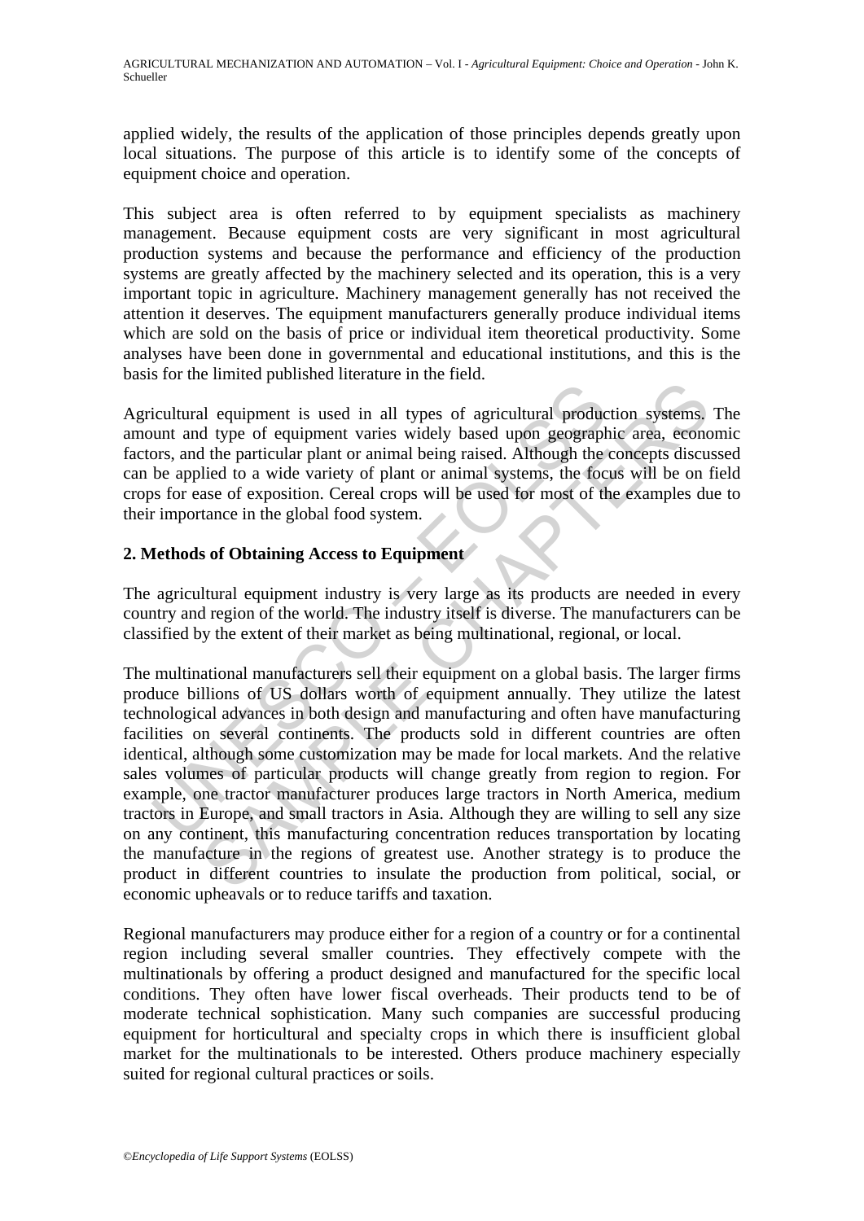applied widely, the results of the application of those principles depends greatly upon local situations. The purpose of this article is to identify some of the concepts of equipment choice and operation.

This subject area is often referred to by equipment specialists as machinery management. Because equipment costs are very significant in most agricultural production systems and because the performance and efficiency of the production systems are greatly affected by the machinery selected and its operation, this is a very important topic in agriculture. Machinery management generally has not received the attention it deserves. The equipment manufacturers generally produce individual items which are sold on the basis of price or individual item theoretical productivity. Some analyses have been done in governmental and educational institutions, and this is the basis for the limited published literature in the field.

Agricultural equipment is used in all types of agricultural production systems. The amount and type of equipment varies widely based upon geographic area, economic factors, and the particular plant or animal being raised. Although the concepts discussed can be applied to a wide variety of plant or animal systems, the focus will be on field crops for ease of exposition. Cereal crops will be used for most of the examples due to their importance in the global food system.

## 2. Methods of Obtaining Access to Equipment

The agricultural equipment industry is very large as its products are needed in every country and region of the world. The industry itself is diverse. The manufacturers can be classified by the extent of their market as being multinational, regional, or local.

The multinational manufacturers sell their equipment on a global basis. The larger firms produce billions of US dollars worth of equipment annually. They utilize the latest technological advances in both design and manufacturing and often have manufacturing facilities on several continents. The products sold in different countries are often identical, although some customization may be made for local markets. And the relative sales volumes of particular products will change greatly from region to region. For example, one tractor manufacturer produces large tractors in North America, medium tractors in Europe, and small tractors in Asia. Although they are willing to sell any size on any continent, this manufacturing concentration reduces transportation by locating the manufacture in the regions of greatest use. Another strategy is to produce the product in different countries to insulate the production from political, social, or economic upheavals or to reduce tariffs and taxation.

Regional manufacturers may produce either for a region of a country or for a continental region including several smaller countries. They effectively compete with the multinationals by offering a product designed and manufactured for the specific local conditions. They often have lower fiscal overheads. Their products tend to be of moderate technical sophistication. Many such companies are successful producing equipment for horticultural and specialty crops in which there is insufficient global market for the multinationals to be interested. Others produce machinery especially suited for regional cultural practices or soils.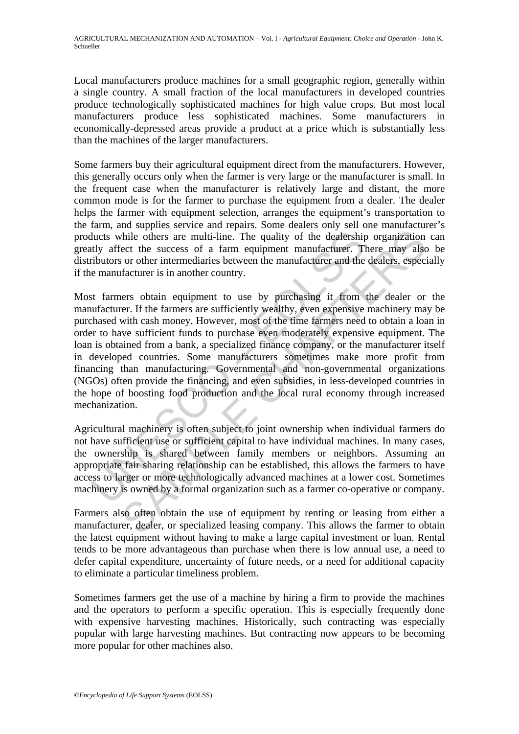Local manufacturers produce machines for a small geographic region, generally within a single country. A small fraction of the local manufacturers in developed countries produce technologically sophisticated machines for high value crops. But most local manufacturers produce less sophisticated machines. Some manufacturers in economically-depressed areas provide a product at a price which is substantially less than the machines of the larger manufacturers.

Some farmers buy their agricultural equipment direct from the manufacturers. However, this generally occurs only when the farmer is very large or the manufacturer is small. In the frequent case when the manufacturer is relatively large and distant, the more common mode is for the farmer to purchase the equipment from a dealer. The dealer helps the farmer with equipment selection, arranges the equipment's transportation to the farm, and supplies service and repairs. Some dealers only sell one manufacturer's products while others are multi-line. The quality of the dealership organization can greatly affect the success of a farm equipment manufacturer. There may also be distributors or other intermediaries between the manufacturer and the dealers, especially if the manufacturer is in another country.

Most farmers obtain equipment to use by purchasing it from the dealer or the manufacturer. If the farmers are sufficiently wealthy, even expensive machinery may be purchased with cash money. However, most of the time farmers need to obtain a loan in order to have sufficient funds to purchase even moderately expensive equipment. The loan is obtained from a bank, a specialized finance company, or the manufacturer itself in developed countries. Some manufacturers sometimes make more profit from financing than manufacturing. Governmental and non-governmental organizations (NGOs) often provide the financing, and even subsidies, in less-developed countries in the hope of boosting food production and the local rural economy through increased mechanization.

Agricultural machinery is often subject to joint ownership when individual farmers do not have sufficient use or sufficient capital to have individual machines. In many cases, the ownership is shared between family members or neighbors. Assuming an appropriate fair sharing relationship can be established, this allows the farmers to have access to larger or more technologically advanced machines at a lower cost. Sometimes machinery is owned by a formal organization such as a farmer co-operative or company.

Farmers also often obtain the use of equipment by renting or leasing from either a manufacturer, dealer, or specialized leasing company. This allows the farmer to obtain the latest equipment without having to make a large capital investment or loan. Rental tends to be more advantageous than purchase when there is low annual use, a need to defer capital expenditure, uncertainty of future needs, or a need for additional capacity to eliminate a particular timeliness problem.

Sometimes farmers get the use of a machine by hiring a firm to provide the machines and the operators to perform a specific operation. This is especially frequently done with expensive harvesting machines. Historically, such contracting was especially popular with large harvesting machines. But contracting now appears to be becoming more popular for other machines also.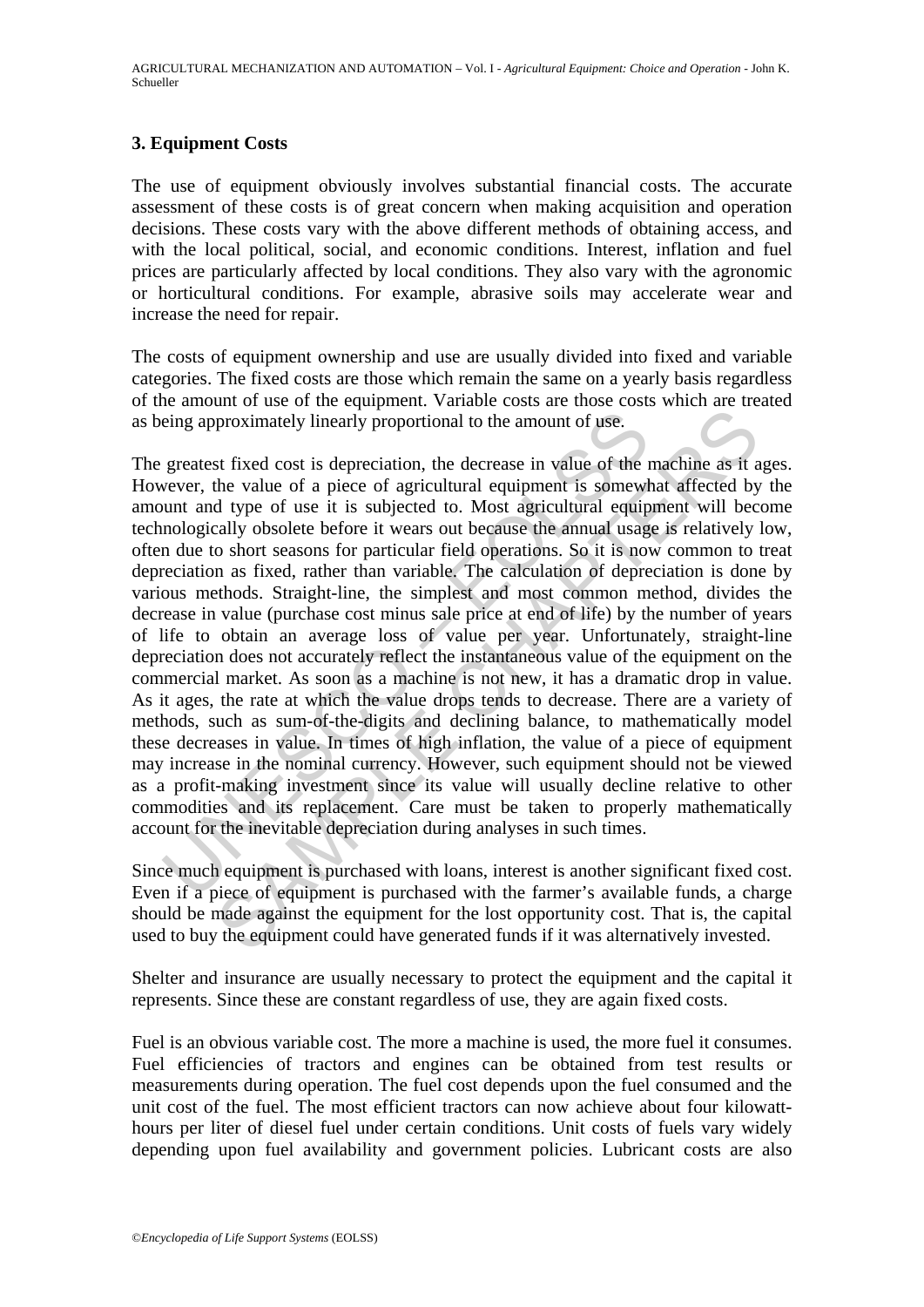## 3. Equipment Costs

The use of equipment obviously involves substantial financial costs. The accurate assessment of these costs is of great concern when making acquisition and operation decisions. These costs vary with the above different methods of obtaining access, and with the local political, social, and economic conditions. Interest, inflation and fuel prices are particularly affected by local conditions. They also vary with the agronomic or horticultural conditions. For example, abrasive soils may accelerate wear and increase the need for repair.

The costs of equipment ownership and use are usually divided into fixed and variable categories. The fixed costs are those which remain the same on a yearly basis regardless of the amount of use of the equipment. Variable costs are those costs which are treated as being approximately linearly proportional to the amount of use.

The greatest fixed cost is depreciation, the decrease in value of the machine as it ages. However, the value of a piece of agricultural equipment is somewhat affected by the amount and type of use it is subjected to. Most agricultural equipment will become technologically obsolete before it wears out because the annual usage is relatively low, often due to short seasons for particular field operations. So it is now common to treat depreciation as fixed, rather than variable. The calculation of depreciation is done by various methods. Straight-line, the simplest and most common method, divides the decrease in value (purchase cost minus sale price at end of life) by the number of years of life to obtain an average loss of value per year. Unfortunately, straight-line depreciation does not accurately reflect the instantaneous value of the equipment on the commercial market. As soon as a machine is not new, it has a dramatic drop in value. As it ages, the rate at which the value drops tends to decrease. There are a variety of methods, such as sum-of-the-digits and declining balance, to mathematically model these decreases in value. In times of high inflation, the value of a piece of equipment may increase in the nominal currency. However, such equipment should not be viewed as a profit-making investment since its value will usually decline relative to other commodities and its replacement. Care must be taken to properly mathematically account for the inevitable depreciation during analyses in such times.

Since much equipment is purchased with loans, interest is another significant fixed cost. Even if a piece of equipment is purchased with the farmer's available funds, a charge should be made against the equipment for the lost opportunity cost. That is, the capital used to buy the equipment could have generated funds if it was alternatively invested.

Shelter and insurance are usually necessary to protect the equipment and the capital it represents. Since these are constant regardless of use, they are again fixed costs.

Fuel is an obvious variable cost. The more a machine is used, the more fuel it consumes. Fuel efficiencies of tractors and engines can be obtained from test results or measurements during operation. The fuel cost depends upon the fuel consumed and the unit cost of the fuel. The most efficient tractors can now achieve about four kilowatt-hours per liter of diesel fuel under certain conditions. Unit costs of fuels vary widely depending upon fuel availability and government policies. Lubricant costs are also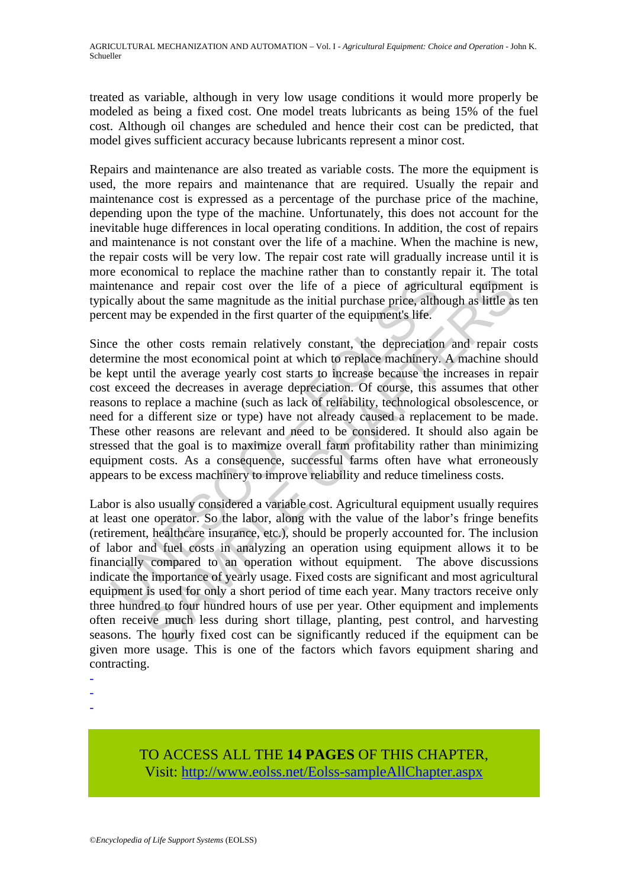treated as variable, although in very low usage conditions it would more properly be modeled as being a fixed cost. One model treats lubricants as being 15% of the fuel cost. Although oil changes are scheduled and hence their cost can be predicted, that model gives sufficient accuracy because lubricants represent a minor cost.

Repairs and maintenance are also treated as variable costs. The more the equipment is used, the more repairs and maintenance that are required. Usually the repair and maintenance cost is expressed as a percentage of the purchase price of the machine, depending upon the type of the machine. Unfortunately, this does not account for the inevitable huge differences in local operating conditions. In addition, the cost of repairs and maintenance is not constant over the life of a machine. When the machine is new, the repair costs will be very low. The repair cost rate will gradually increase until it is more economical to replace the machine rather than to constantly repair it. The total maintenance and repair cost over the life of a piece of agricultural equipment is typically about the same magnitude as the initial purchase price, although as little as ten percent may be expended in the first quarter of the equipment's life.

Since the other costs remain relatively constant, the depreciation and repair costs determine the most economical point at which to replace machinery. A machine should be kept until the average yearly cost starts to increase because the increases in repair cost exceed the decreases in average depreciation. Of course, this assumes that other reasons to replace a machine (such as lack of reliability, technological obsolescence, or need for a different size or type) have not already caused a replacement to be made. These other reasons are relevant and need to be considered. It should also again be stressed that the goal is to maximize overall farm profitability rather than minimizing equipment costs. As a consequence, successful farms often have what erroneously appears to be excess machinery to improve reliability and reduce timeliness costs.

Labor is also usually considered a variable cost. Agricultural equipment usually requires at least one operator. So the labor, along with the value of the labor's fringe benefits (retirement, healthcare insurance, etc.), should be properly accounted for. The inclusion of labor and fuel costs in analyzing an operation using equipment allows it to be financially compared to an operation without equipment. The above discussions indicate the importance of yearly usage. Fixed costs are significant and most agricultural equipment is used for only a short period of time each year. Many tractors receive only three hundred to four hundred hours of use per year. Other equipment and implements often receive much less during short tillage, planting, pest control, and harvesting seasons. The hourly fixed cost can be significantly reduced if the equipment can be given more usage. This is one of the factors which favors equipment sharing and contracting.

-
-
-

TO ACCESS ALL THE **14 PAGES** OF THIS CHAPTER,
Visit: http://www.eolss.net/Eolss-sampleAllChapter.aspx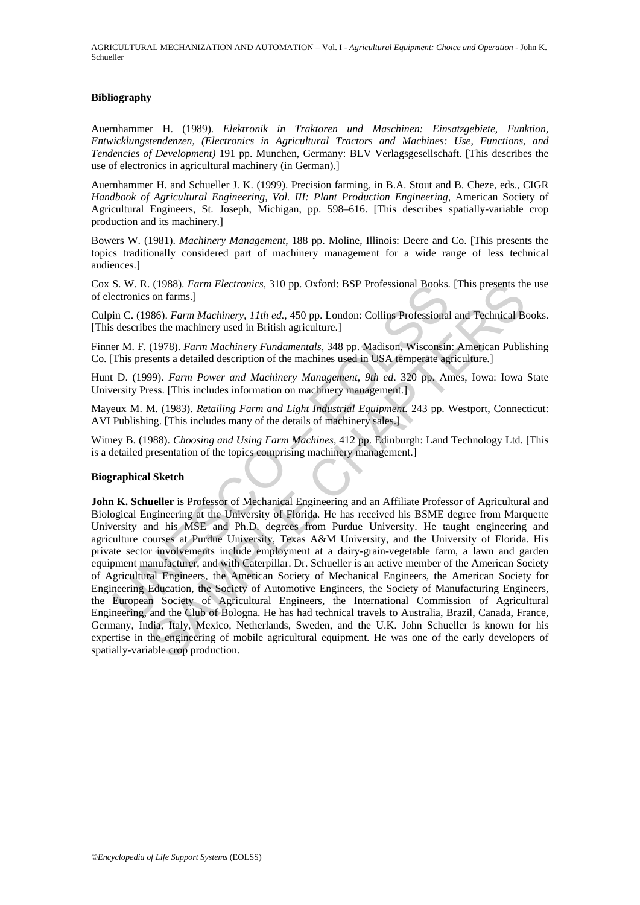### Bibliography

Auernhammer H. (1989). *Elektronik in Traktoren und Maschinen: Einsatzgebiete, Funktion, Entwicklungstendenzen, (Electronics in Agricultural Tractors and Machines: Use, Functions, and Tendencies of Development)* 191 pp. Munchen, Germany: BLV Verlagsgesellschaft. [This describes the use of electronics in agricultural machinery (in German).]

Auernhammer H. and Schueller J. K. (1999). Precision farming, in B.A. Stout and B. Cheze, eds., CIGR *Handbook of Agricultural Engineering, Vol. III: Plant Production Engineering,* American Society of Agricultural Engineers, St. Joseph, Michigan, pp. 598–616. [This describes spatially-variable crop production and its machinery.]

Bowers W. (1981). *Machinery Management,* 188 pp. Moline, Illinois: Deere and Co. [This presents the topics traditionally considered part of machinery management for a wide range of less technical audiences.]

Cox S. W. R. (1988). *Farm Electronics,* 310 pp. Oxford: BSP Professional Books. [This presents the use of electronics on farms.]

Culpin C. (1986). *Farm Machinery, 11th ed.,* 450 pp. London: Collins Professional and Technical Books. [This describes the machinery used in British agriculture.]

Finner M. F. (1978). *Farm Machinery Fundamentals,* 348 pp. Madison, Wisconsin: American Publishing Co. [This presents a detailed description of the machines used in USA temperate agriculture.]

Hunt D. (1999). *Farm Power and Machinery Management, 9th ed*. 320 pp. Ames, Iowa: Iowa State University Press. [This includes information on machinery management.]

Mayeux M. M. (1983). *Retailing Farm and Light Industrial Equipment.* 243 pp. Westport, Connecticut: AVI Publishing. [This includes many of the details of machinery sales.]

Witney B. (1988). *Choosing and Using Farm Machines,* 412 pp. Edinburgh: Land Technology Ltd. [This is a detailed presentation of the topics comprising machinery management.]

### Biographical Sketch

**John K. Schueller** is Professor of Mechanical Engineering and an Affiliate Professor of Agricultural and Biological Engineering at the University of Florida. He has received his BSME degree from Marquette University and his MSE and Ph.D. degrees from Purdue University. He taught engineering and agriculture courses at Purdue University, Texas A&M University, and the University of Florida. His private sector involvements include employment at a dairy-grain-vegetable farm, a lawn and garden equipment manufacturer, and with Caterpillar. Dr. Schueller is an active member of the American Society of Agricultural Engineers, the American Society of Mechanical Engineers, the American Society for Engineering Education, the Society of Automotive Engineers, the Society of Manufacturing Engineers, the European Society of Agricultural Engineers, the International Commission of Agricultural Engineering, and the Club of Bologna. He has had technical travels to Australia, Brazil, Canada, France, Germany, India, Italy, Mexico, Netherlands, Sweden, and the U.K. John Schueller is known for his expertise in the engineering of mobile agricultural equipment. He was one of the early developers of spatially-variable crop production.